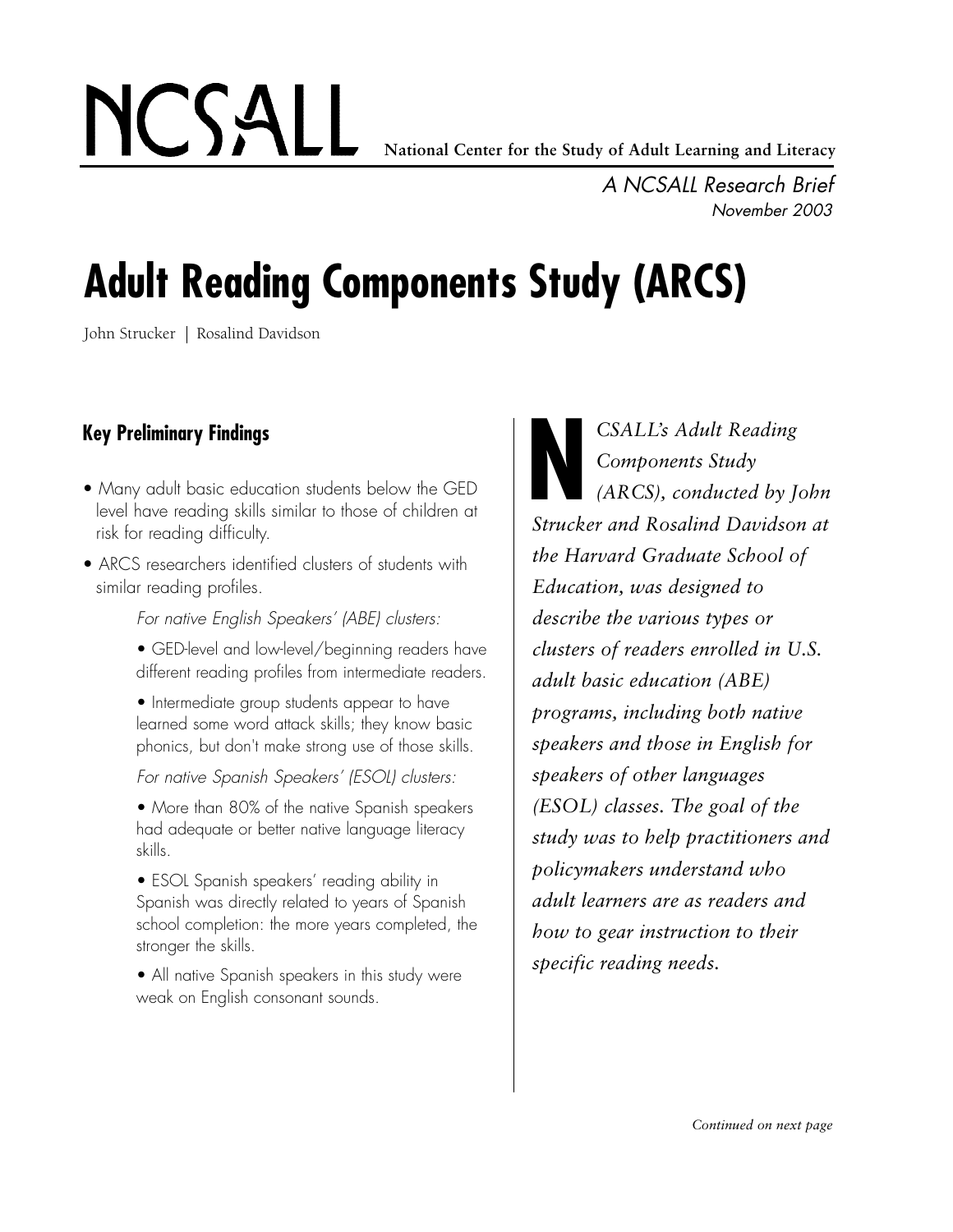NCSALL **National Center for the Study of Adult Learning and Literacy**

*A NCSALL Research Brief*
*November 2003*

# Adult Reading Components Study (ARCS)

John Strucker | Rosalind Davidson

## Key Preliminary Findings

- Many adult basic education students below the GED level have reading skills similar to those of children at risk for reading difficulty.
- ARCS researchers identified clusters of students with similar reading profiles.

  *For native English Speakers' (ABE) clusters:*

  - GED-level and low-level/beginning readers have different reading profiles from intermediate readers.
  - Intermediate group students appear to have learned some word attack skills; they know basic phonics, but don't make strong use of those skills.

  *For native Spanish Speakers' (ESOL) clusters:*

  - More than 80% of the native Spanish speakers had adequate or better native language literacy skills.
  - ESOL Spanish speakers' reading ability in Spanish was directly related to years of Spanish school completion: the more years completed, the stronger the skills.
  - All native Spanish speakers in this study were weak on English consonant sounds.

*NCSALL's Adult Reading Components Study (ARCS), conducted by John Strucker and Rosalind Davidson at the Harvard Graduate School of Education, was designed to describe the various types or clusters of readers enrolled in U.S. adult basic education (ABE) programs, including both native speakers and those in English for speakers of other languages (ESOL) classes. The goal of the study was to help practitioners and policymakers understand who adult learners are as readers and how to gear instruction to their specific reading needs.*

*Continued on next page*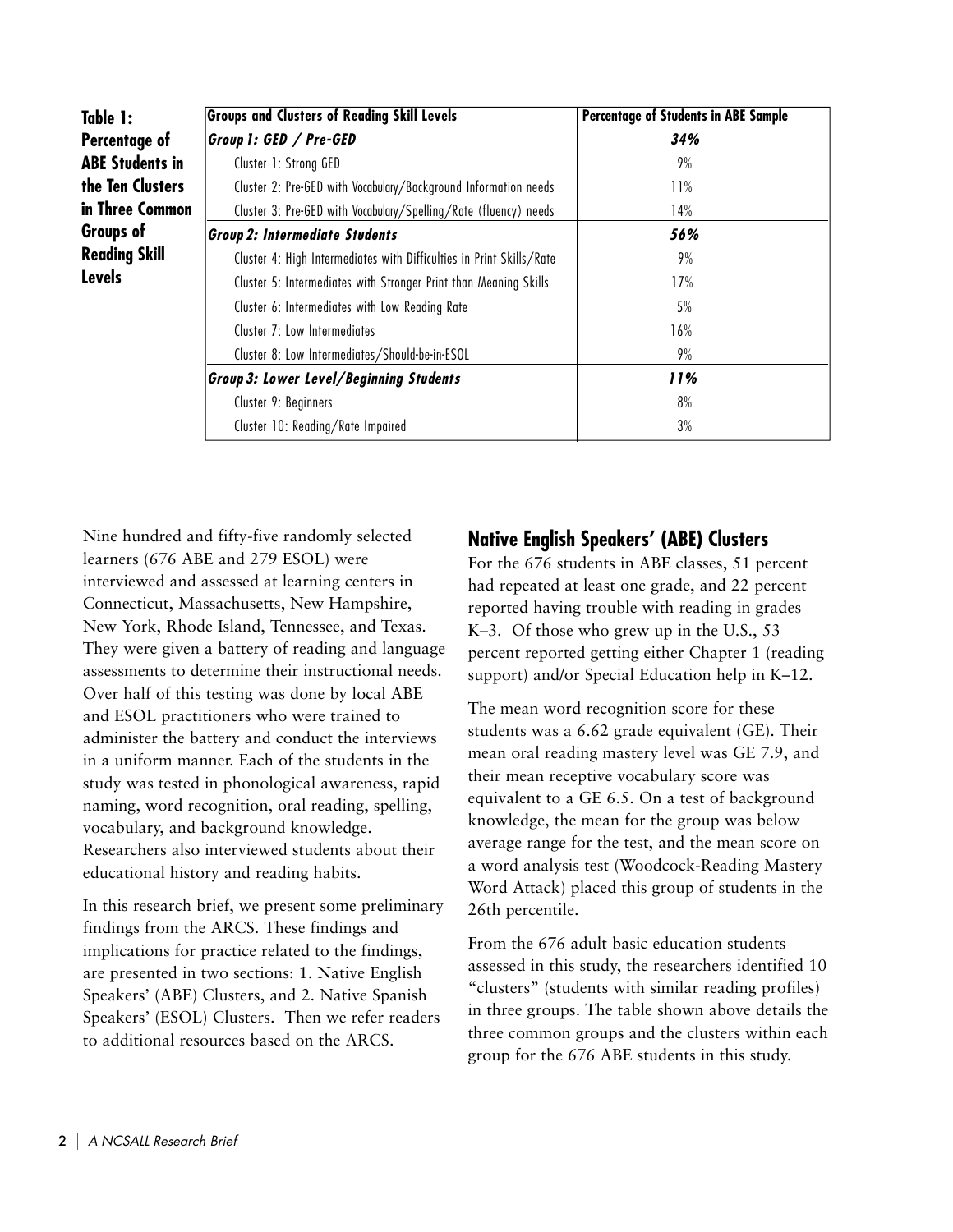**Table 1: Percentage of ABE Students in the Ten Clusters in Three Common Groups of Reading Skill Levels**

| Groups and Clusters of Reading Skill Levels | Percentage of Students in ABE Sample |
|---|---|
| ***Group 1: GED / Pre-GED*** | ***34%*** |
| Cluster 1: Strong GED | 9% |
| Cluster 2: Pre-GED with Vocabulary/Background Information needs | 11% |
| Cluster 3: Pre-GED with Vocabulary/Spelling/Rate (fluency) needs | 14% |
| ***Group 2: Intermediate Students*** | ***56%*** |
| Cluster 4: High Intermediates with Difficulties in Print Skills/Rate | 9% |
| Cluster 5: Intermediates with Stronger Print than Meaning Skills | 17% |
| Cluster 6: Intermediates with Low Reading Rate | 5% |
| Cluster 7: Low Intermediates | 16% |
| Cluster 8: Low Intermediates/Should-be-in-ESOL | 9% |
| ***Group 3: Lower Level/Beginning Students*** | ***11%*** |
| Cluster 9: Beginners | 8% |
| Cluster 10: Reading/Rate Impaired | 3% |

Nine hundred and fifty-five randomly selected learners (676 ABE and 279 ESOL) were interviewed and assessed at learning centers in Connecticut, Massachusetts, New Hampshire, New York, Rhode Island, Tennessee, and Texas. They were given a battery of reading and language assessments to determine their instructional needs. Over half of this testing was done by local ABE and ESOL practitioners who were trained to administer the battery and conduct the interviews in a uniform manner. Each of the students in the study was tested in phonological awareness, rapid naming, word recognition, oral reading, spelling, vocabulary, and background knowledge. Researchers also interviewed students about their educational history and reading habits.

In this research brief, we present some preliminary findings from the ARCS. These findings and implications for practice related to the findings, are presented in two sections: 1. Native English Speakers' (ABE) Clusters, and 2. Native Spanish Speakers' (ESOL) Clusters. Then we refer readers to additional resources based on the ARCS.

## Native English Speakers' (ABE) Clusters

For the 676 students in ABE classes, 51 percent had repeated at least one grade, and 22 percent reported having trouble with reading in grades K–3. Of those who grew up in the U.S., 53 percent reported getting either Chapter 1 (reading support) and/or Special Education help in K–12.

The mean word recognition score for these students was a 6.62 grade equivalent (GE). Their mean oral reading mastery level was GE 7.9, and their mean receptive vocabulary score was equivalent to a GE 6.5. On a test of background knowledge, the mean for the group was below average range for the test, and the mean score on a word analysis test (Woodcock-Reading Mastery Word Attack) placed this group of students in the 26th percentile.

From the 676 adult basic education students assessed in this study, the researchers identified 10 "clusters" (students with similar reading profiles) in three groups. The table shown above details the three common groups and the clusters within each group for the 676 ABE students in this study.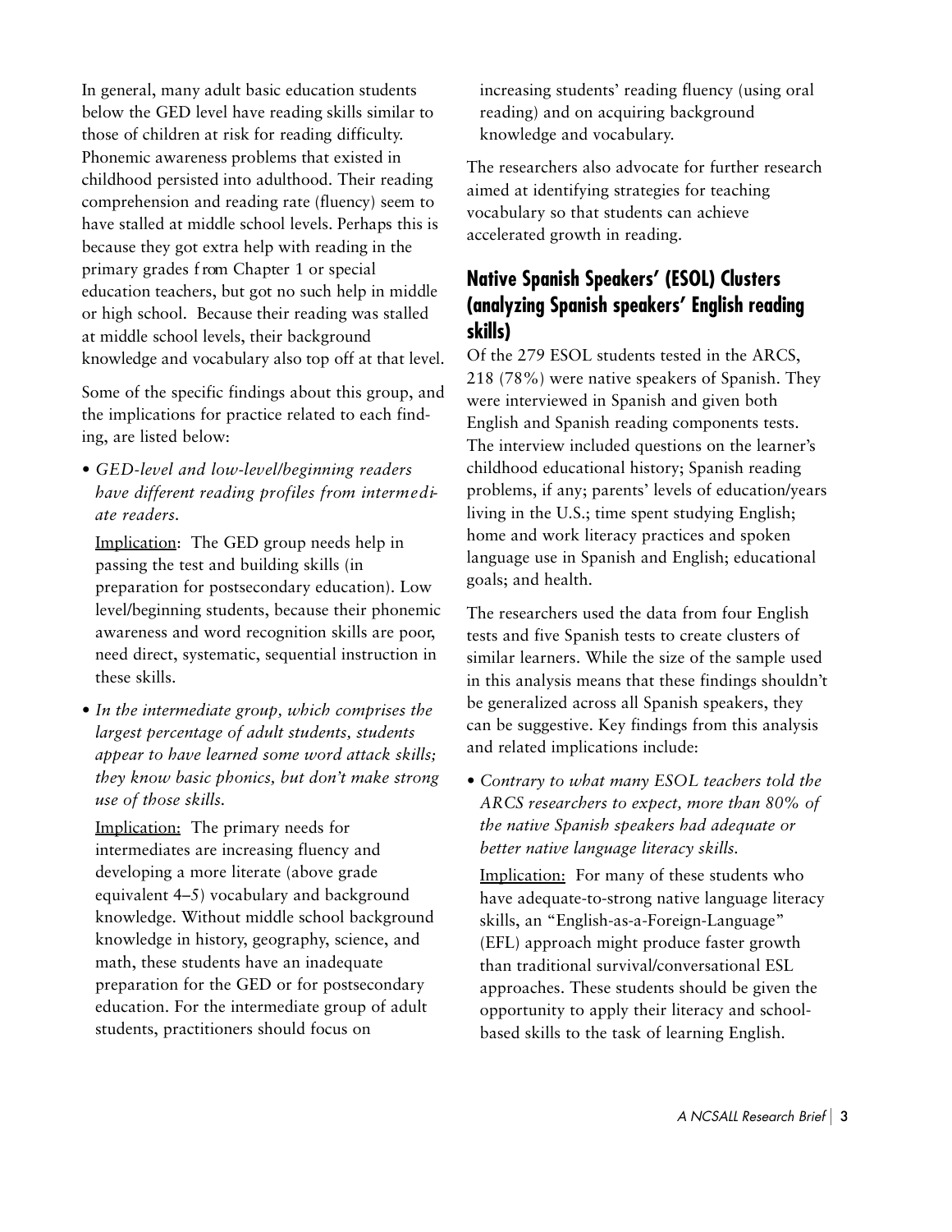In general, many adult basic education students below the GED level have reading skills similar to those of children at risk for reading difficulty. Phonemic awareness problems that existed in childhood persisted into adulthood. Their reading comprehension and reading rate (fluency) seem to have stalled at middle school levels. Perhaps this is because they got extra help with reading in the primary grades from Chapter 1 or special education teachers, but got no such help in middle or high school. Because their reading was stalled at middle school levels, their background knowledge and vocabulary also top off at that level.

Some of the specific findings about this group, and the implications for practice related to each finding, are listed below:

- *GED-level and low-level/beginning readers have different reading profiles from intermediate readers.*

  Implication: The GED group needs help in passing the test and building skills (in preparation for postsecondary education). Low level/beginning students, because their phonemic awareness and word recognition skills are poor, need direct, systematic, sequential instruction in these skills.

- *In the intermediate group, which comprises the largest percentage of adult students, students appear to have learned some word attack skills; they know basic phonics, but don't make strong use of those skills.*

  Implication: The primary needs for intermediates are increasing fluency and developing a more literate (above grade equivalent 4–5) vocabulary and background knowledge. Without middle school background knowledge in history, geography, science, and math, these students have an inadequate preparation for the GED or for postsecondary education. For the intermediate group of adult students, practitioners should focus on increasing students' reading fluency (using oral reading) and on acquiring background knowledge and vocabulary.

The researchers also advocate for further research aimed at identifying strategies for teaching vocabulary so that students can achieve accelerated growth in reading.

## Native Spanish Speakers' (ESOL) Clusters (analyzing Spanish speakers' English reading skills)

Of the 279 ESOL students tested in the ARCS, 218 (78%) were native speakers of Spanish. They were interviewed in Spanish and given both English and Spanish reading components tests. The interview included questions on the learner's childhood educational history; Spanish reading problems, if any; parents' levels of education/years living in the U.S.; time spent studying English; home and work literacy practices and spoken language use in Spanish and English; educational goals; and health.

The researchers used the data from four English tests and five Spanish tests to create clusters of similar learners. While the size of the sample used in this analysis means that these findings shouldn't be generalized across all Spanish speakers, they can be suggestive. Key findings from this analysis and related implications include:

- *Contrary to what many ESOL teachers told the ARCS researchers to expect, more than 80% of the native Spanish speakers had adequate or better native language literacy skills.*

  Implication: For many of these students who have adequate-to-strong native language literacy skills, an "English-as-a-Foreign-Language" (EFL) approach might produce faster growth than traditional survival/conversational ESL approaches. These students should be given the opportunity to apply their literacy and school-based skills to the task of learning English.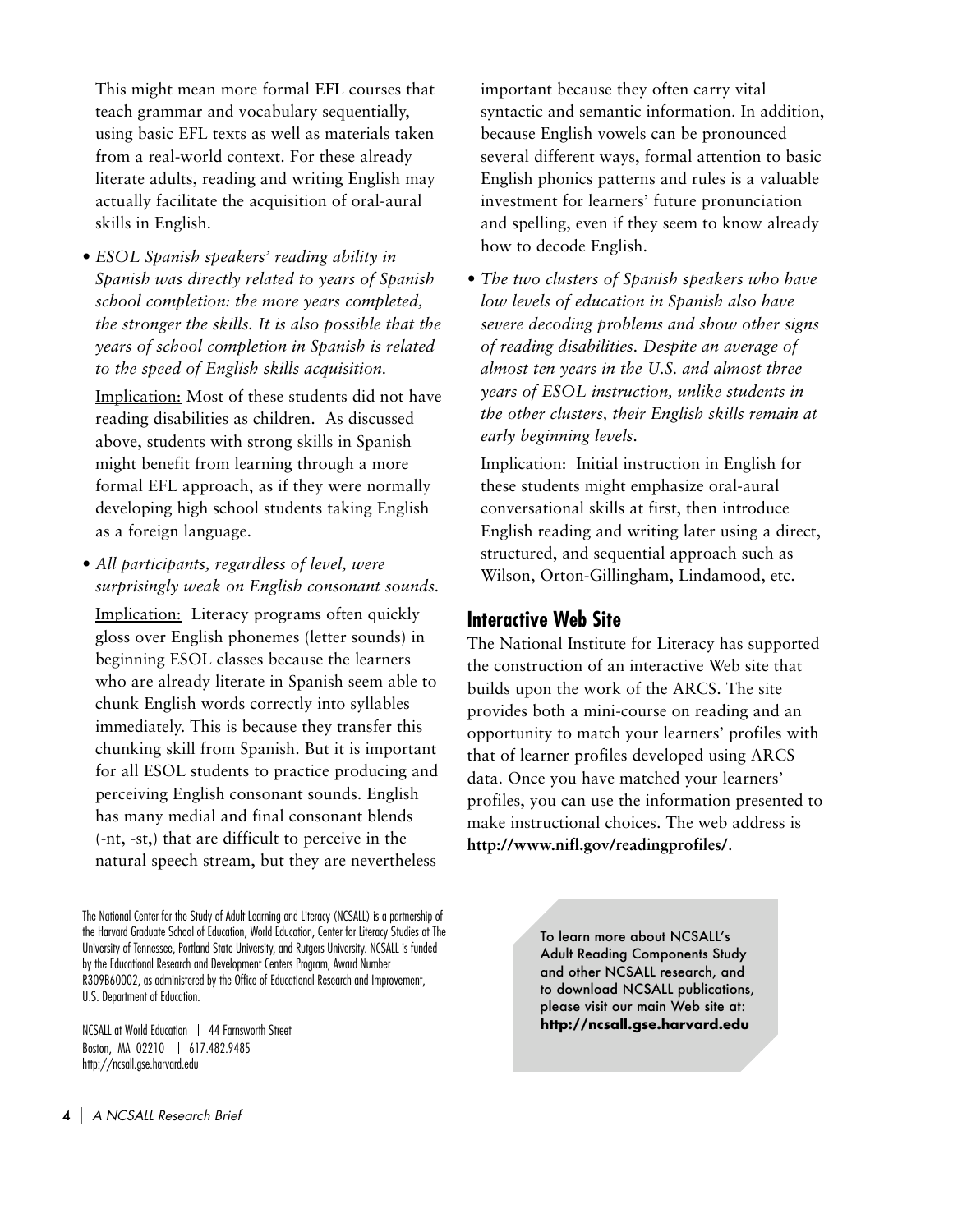This might mean more formal EFL courses that teach grammar and vocabulary sequentially, using basic EFL texts as well as materials taken from a real-world context. For these already literate adults, reading and writing English may actually facilitate the acquisition of oral-aural skills in English.

- *ESOL Spanish speakers' reading ability in Spanish was directly related to years of Spanish school completion: the more years completed, the stronger the skills. It is also possible that the years of school completion in Spanish is related to the speed of English skills acquisition.*

  Implication: Most of these students did not have reading disabilities as children. As discussed above, students with strong skills in Spanish might benefit from learning through a more formal EFL approach, as if they were normally developing high school students taking English as a foreign language.

- *All participants, regardless of level, were surprisingly weak on English consonant sounds.*

  Implication: Literacy programs often quickly gloss over English phonemes (letter sounds) in beginning ESOL classes because the learners who are already literate in Spanish seem able to chunk English words correctly into syllables immediately. This is because they transfer this chunking skill from Spanish. But it is important for all ESOL students to practice producing and perceiving English consonant sounds. English has many medial and final consonant blends (-nt, -st,) that are difficult to perceive in the natural speech stream, but they are nevertheless important because they often carry vital syntactic and semantic information. In addition, because English vowels can be pronounced several different ways, formal attention to basic English phonics patterns and rules is a valuable investment for learners' future pronunciation and spelling, even if they seem to know already how to decode English.

- *The two clusters of Spanish speakers who have low levels of education in Spanish also have severe decoding problems and show other signs of reading disabilities. Despite an average of almost ten years in the U.S. and almost three years of ESOL instruction, unlike students in the other clusters, their English skills remain at early beginning levels.*

  Implication: Initial instruction in English for these students might emphasize oral-aural conversational skills at first, then introduce English reading and writing later using a direct, structured, and sequential approach such as Wilson, Orton-Gillingham, Lindamood, etc.

## Interactive Web Site

The National Institute for Literacy has supported the construction of an interactive Web site that builds upon the work of the ARCS. The site provides both a mini-course on reading and an opportunity to match your learners' profiles with that of learner profiles developed using ARCS data. Once you have matched your learners' profiles, you can use the information presented to make instructional choices. The web address is **http://www.nifl.gov/readingprofiles/**.

The National Center for the Study of Adult Learning and Literacy (NCSALL) is a partnership of the Harvard Graduate School of Education, World Education, Center for Literacy Studies at The University of Tennessee, Portland State University, and Rutgers University. NCSALL is funded by the Educational Research and Development Centers Program, Award Number R309B60002, as administered by the Office of Educational Research and Improvement, U.S. Department of Education.

NCSALL at World Education | 44 Farnsworth Street
Boston, MA 02210 | 617.482.9485
http://ncsall.gse.harvard.edu

To learn more about NCSALL's Adult Reading Components Study and other NCSALL research, and to download NCSALL publications, please visit our main Web site at: **http://ncsall.gse.harvard.edu**